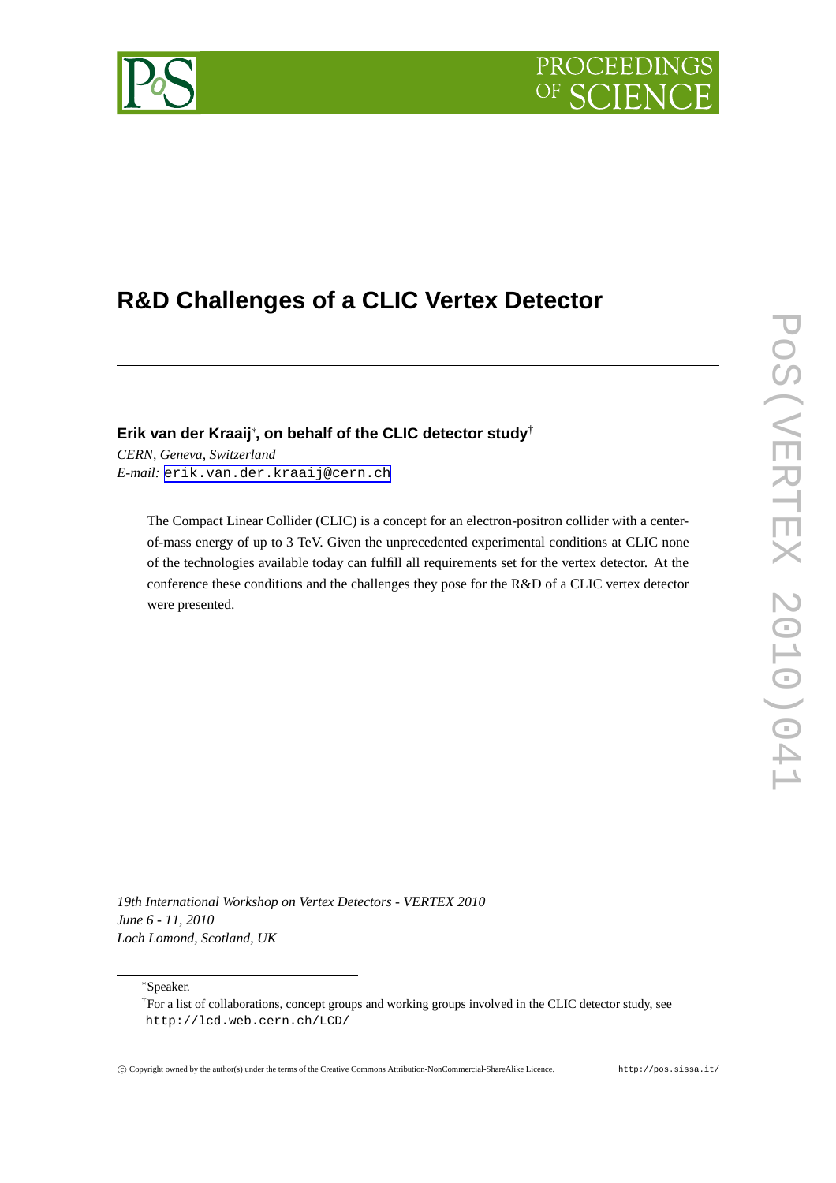# R&D Challenges of a CLIC Vertex Detector

**Erik van der Kraaij***, **on behalf of the CLIC detector study**†

*CERN, Geneva, Switzerland*
*E-mail:* erik.van.der.kraaij@cern.ch

The Compact Linear Collider (CLIC) is a concept for an electron-positron collider with a center-of-mass energy of up to 3 TeV. Given the unprecedented experimental conditions at CLIC none of the technologies available today can fulfill all requirements set for the vertex detector. At the conference these conditions and the challenges they pose for the R&D of a CLIC vertex detector were presented.

*19th International Workshop on Vertex Detectors - VERTEX 2010*
*June 6 - 11, 2010*
*Loch Lomond, Scotland, UK*

---

*Speaker.

†For a list of collaborations, concept groups and working groups involved in the CLIC detector study, see http://lcd.web.cern.ch/LCD/

© Copyright owned by the author(s) under the terms of the Creative Commons Attribution-NonCommercial-ShareAlike Licence. http://pos.sissa.it/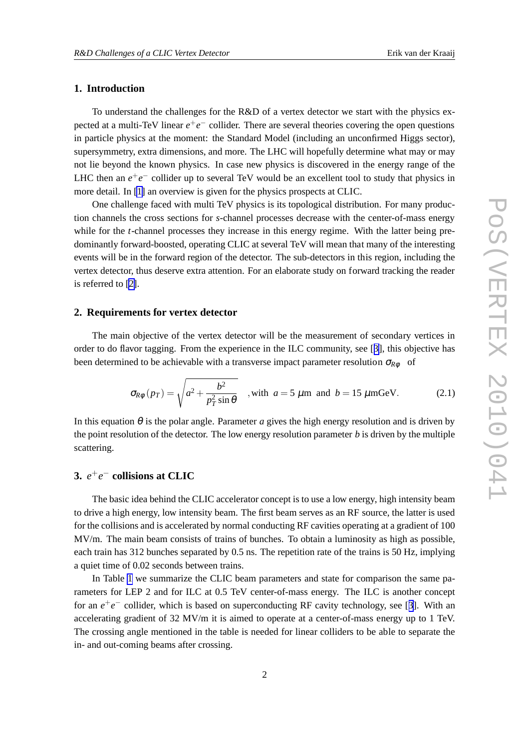## 1. Introduction

To understand the challenges for the R&D of a vertex detector we start with the physics expected at a multi-TeV linear $e^+e^-$ collider. There are several theories covering the open questions in particle physics at the moment: the Standard Model (including an unconfirmed Higgs sector), supersymmetry, extra dimensions, and more. The LHC will hopefully determine what may or may not lie beyond the known physics. In case new physics is discovered in the energy range of the LHC then an $e^+e^-$ collider up to several TeV would be an excellent tool to study that physics in more detail. In [1] an overview is given for the physics prospects at CLIC.

One challenge faced with multi TeV physics is its topological distribution. For many production channels the cross sections for *s*-channel processes decrease with the center-of-mass energy while for the *t*-channel processes they increase in this energy regime. With the latter being predominantly forward-boosted, operating CLIC at several TeV will mean that many of the interesting events will be in the forward region of the detector. The sub-detectors in this region, including the vertex detector, thus deserve extra attention. For an elaborate study on forward tracking the reader is referred to [2].

## 2. Requirements for vertex detector

The main objective of the vertex detector will be the measurement of secondary vertices in order to do flavor tagging. From the experience in the ILC community, see [3], this objective has been determined to be achievable with a transverse impact parameter resolution $\sigma_{R\phi}$ of

$$\sigma_{R\phi}(p_T) = \sqrt{a^2 + \frac{b^2}{p_T^2 \sin\theta}} \quad \text{,with } a = 5\ \mu\text{m and } b = 15\ \mu\text{mGeV}. \tag{2.1}$$

In this equation $\theta$ is the polar angle. Parameter $a$ gives the high energy resolution and is driven by the point resolution of the detector. The low energy resolution parameter $b$ is driven by the multiple scattering.

## 3. $e^+e^-$ collisions at CLIC

The basic idea behind the CLIC accelerator concept is to use a low energy, high intensity beam to drive a high energy, low intensity beam. The first beam serves as an RF source, the latter is used for the collisions and is accelerated by normal conducting RF cavities operating at a gradient of 100 MV/m. The main beam consists of trains of bunches. To obtain a luminosity as high as possible, each train has 312 bunches separated by 0.5 ns. The repetition rate of the trains is 50 Hz, implying a quiet time of 0.02 seconds between trains.

In Table 1 we summarize the CLIC beam parameters and state for comparison the same parameters for LEP 2 and for ILC at 0.5 TeV center-of-mass energy. The ILC is another concept for an $e^+e^-$ collider, which is based on superconducting RF cavity technology, see [3]. With an accelerating gradient of 32 MV/m it is aimed to operate at a center-of-mass energy up to 1 TeV. The crossing angle mentioned in the table is needed for linear colliders to be able to separate the in- and out-coming beams after crossing.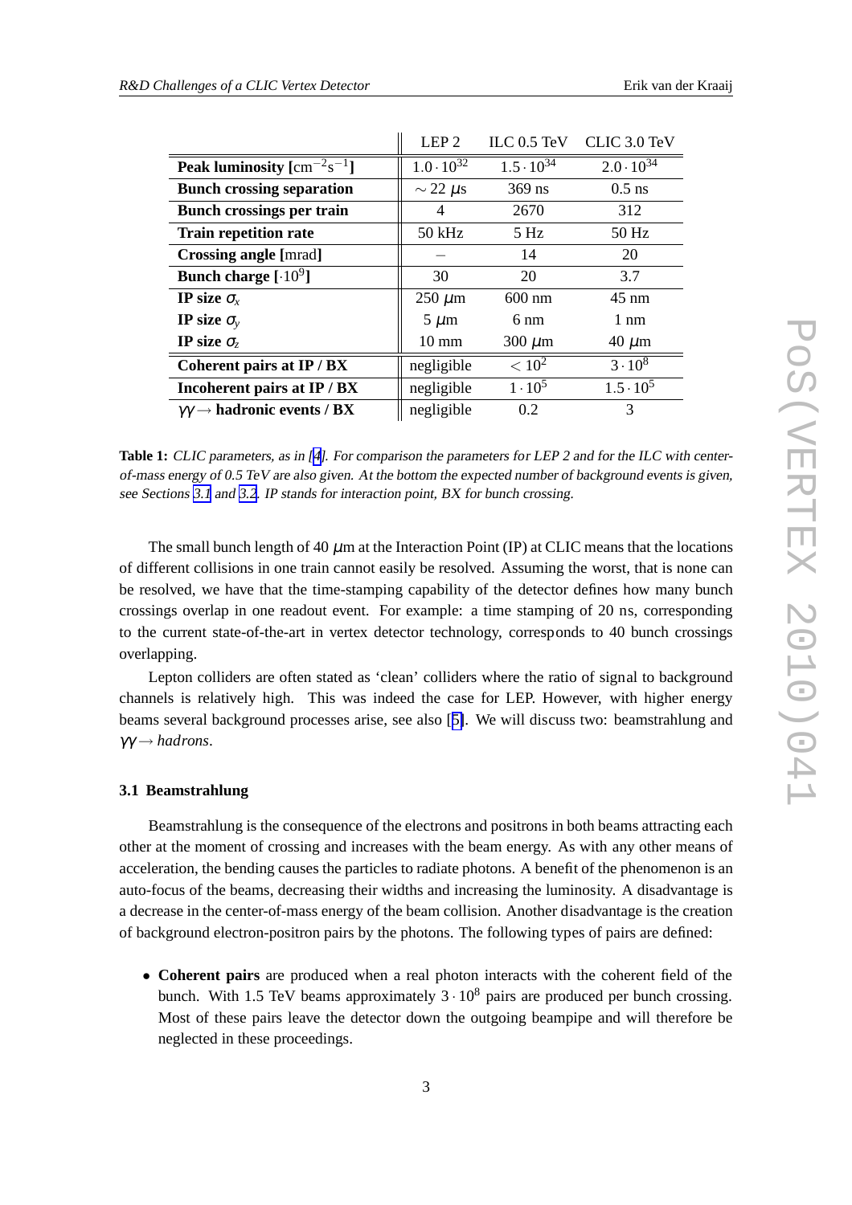| | LEP 2 | ILC 0.5 TeV | CLIC 3.0 TeV |
|---|---|---|---|
| **Peak luminosity** [$\mathrm{cm}^{-2}\mathrm{s}^{-1}$] | $1.0 \cdot 10^{32}$ | $1.5 \cdot 10^{34}$ | $2.0 \cdot 10^{34}$ |
| **Bunch crossing separation** | $\sim 22$ $\mu$s | 369 ns | 0.5 ns |
| **Bunch crossings per train** | 4 | 2670 | 312 |
| **Train repetition rate** | 50 kHz | 5 Hz | 50 Hz |
| **Crossing angle** [mrad] | – | 14 | 20 |
| **Bunch charge** [$\cdot 10^9$] | 30 | 20 | 3.7 |
| **IP size** $\sigma_x$ | 250 $\mu$m | 600 nm | 45 nm |
| **IP size** $\sigma_y$ | 5 $\mu$m | 6 nm | 1 nm |
| **IP size** $\sigma_z$ | 10 mm | 300 $\mu$m | 40 $\mu$m |
| **Coherent pairs at IP / BX** | negligible | $< 10^2$ | $3 \cdot 10^8$ |
| **Incoherent pairs at IP / BX** | negligible | $1 \cdot 10^5$ | $1.5 \cdot 10^5$ |
| $\gamma\gamma \rightarrow$ **hadronic events / BX** | negligible | 0.2 | 3 |

**Table 1:** *CLIC parameters, as in [4]. For comparison the parameters for LEP 2 and for the ILC with center-of-mass energy of 0.5 TeV are also given. At the bottom the expected number of background events is given, see Sections 3.1 and 3.2. IP stands for interaction point, BX for bunch crossing.*

The small bunch length of 40 $\mu$m at the Interaction Point (IP) at CLIC means that the locations of different collisions in one train cannot easily be resolved. Assuming the worst, that is none can be resolved, we have that the time-stamping capability of the detector defines how many bunch crossings overlap in one readout event. For example: a time stamping of 20 ns, corresponding to the current state-of-the-art in vertex detector technology, corresponds to 40 bunch crossings overlapping.

Lepton colliders are often stated as 'clean' colliders where the ratio of signal to background channels is relatively high. This was indeed the case for LEP. However, with higher energy beams several background processes arise, see also [5]. We will discuss two: beamstrahlung and $\gamma\gamma \rightarrow$ *hadrons*.

### 3.1 Beamstrahlung

Beamstrahlung is the consequence of the electrons and positrons in both beams attracting each other at the moment of crossing and increases with the beam energy. As with any other means of acceleration, the bending causes the particles to radiate photons. A benefit of the phenomenon is an auto-focus of the beams, decreasing their widths and increasing the luminosity. A disadvantage is a decrease in the center-of-mass energy of the beam collision. Another disadvantage is the creation of background electron-positron pairs by the photons. The following types of pairs are defined:

- **Coherent pairs** are produced when a real photon interacts with the coherent field of the bunch. With 1.5 TeV beams approximately $3 \cdot 10^8$ pairs are produced per bunch crossing. Most of these pairs leave the detector down the outgoing beampipe and will therefore be neglected in these proceedings.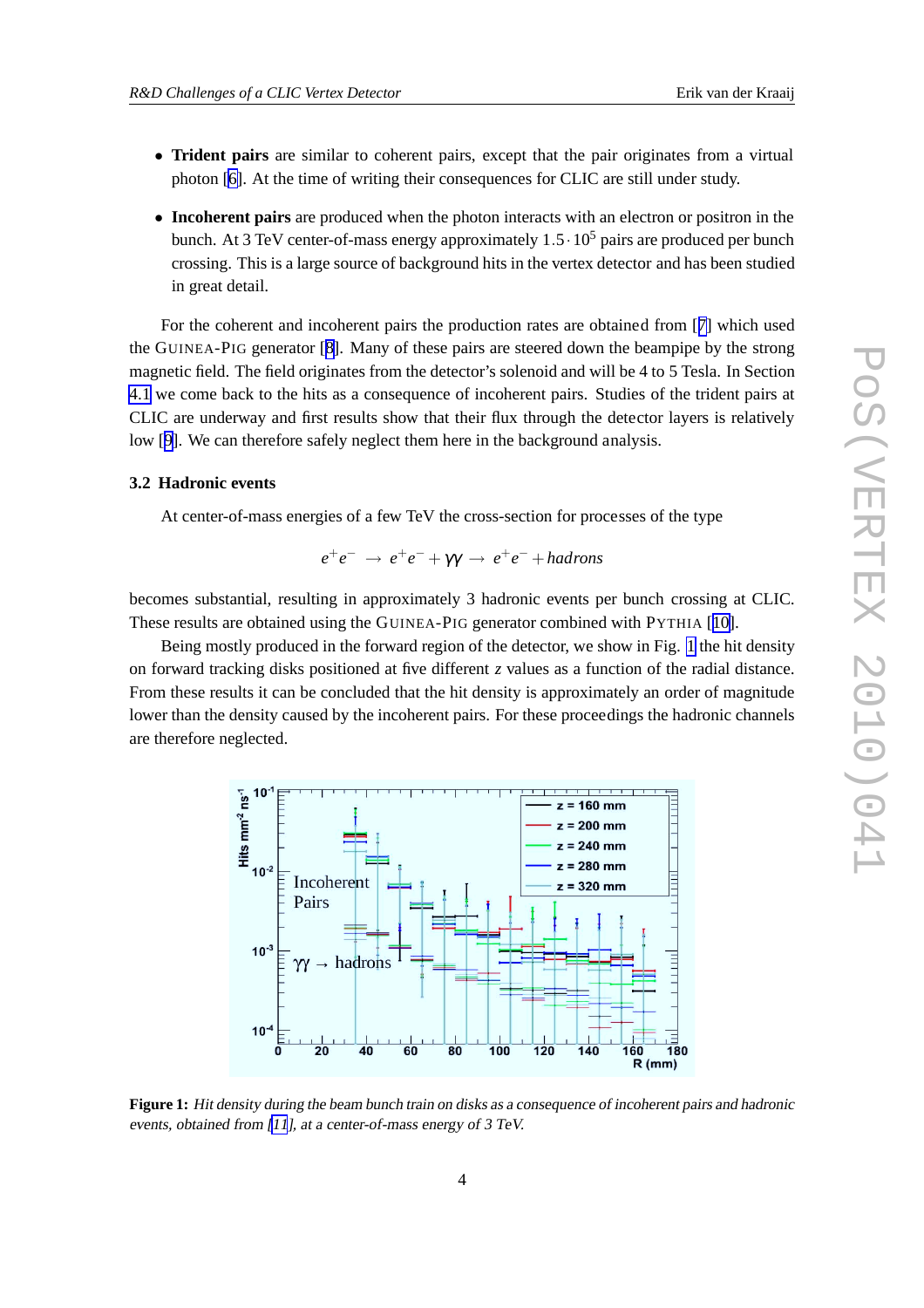- **Trident pairs** are similar to coherent pairs, except that the pair originates from a virtual photon [6]. At the time of writing their consequences for CLIC are still under study.
- **Incoherent pairs** are produced when the photon interacts with an electron or positron in the bunch. At 3 TeV center-of-mass energy approximately $1.5 \cdot 10^5$ pairs are produced per bunch crossing. This is a large source of background hits in the vertex detector and has been studied in great detail.

For the coherent and incoherent pairs the production rates are obtained from [7] which used the GUINEA-PIG generator [8]. Many of these pairs are steered down the beampipe by the strong magnetic field. The field originates from the detector's solenoid and will be 4 to 5 Tesla. In Section 4.1 we come back to the hits as a consequence of incoherent pairs. Studies of the trident pairs at CLIC are underway and first results show that their flux through the detector layers is relatively low [9]. We can therefore safely neglect them here in the background analysis.

### 3.2 Hadronic events

At center-of-mass energies of a few TeV the cross-section for processes of the type

$$e^+e^- \rightarrow e^+e^- + \gamma\gamma \rightarrow e^+e^- + hadrons$$

becomes substantial, resulting in approximately 3 hadronic events per bunch crossing at CLIC. These results are obtained using the GUINEA-PIG generator combined with PYTHIA [10].

Being mostly produced in the forward region of the detector, we show in Fig. 1 the hit density on forward tracking disks positioned at five different $z$ values as a function of the radial distance. From these results it can be concluded that the hit density is approximately an order of magnitude lower than the density caused by the incoherent pairs. For these proceedings the hadronic channels are therefore neglected.

**Figure 1:** *Hit density during the beam bunch train on disks as a consequence of incoherent pairs and hadronic events, obtained from [11], at a center-of-mass energy of 3 TeV.*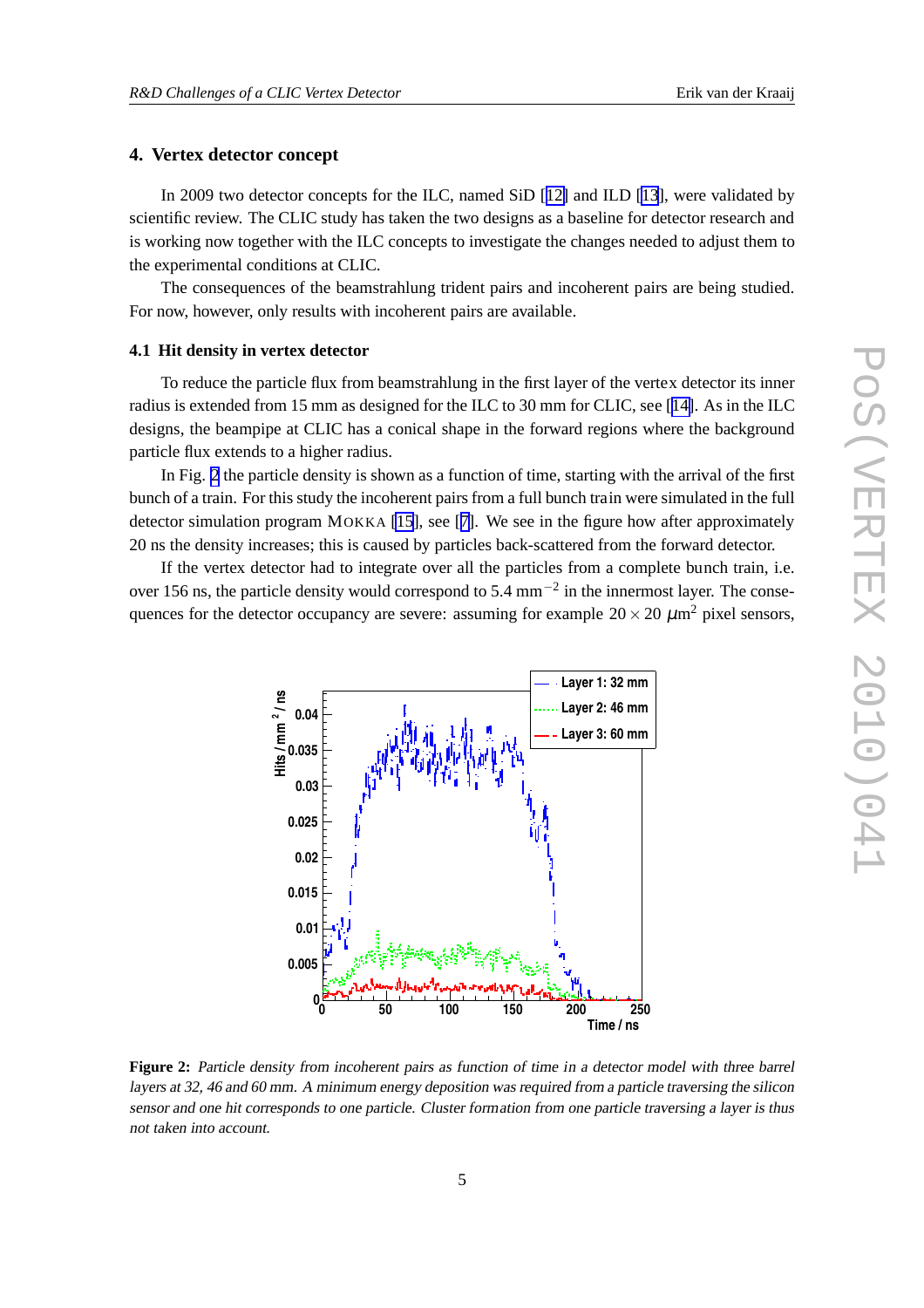## 4. Vertex detector concept

In 2009 two detector concepts for the ILC, named SiD [12] and ILD [13], were validated by scientific review. The CLIC study has taken the two designs as a baseline for detector research and is working now together with the ILC concepts to investigate the changes needed to adjust them to the experimental conditions at CLIC.

The consequences of the beamstrahlung trident pairs and incoherent pairs are being studied. For now, however, only results with incoherent pairs are available.

### 4.1 Hit density in vertex detector

To reduce the particle flux from beamstrahlung in the first layer of the vertex detector its inner radius is extended from 15 mm as designed for the ILC to 30 mm for CLIC, see [14]. As in the ILC designs, the beampipe at CLIC has a conical shape in the forward regions where the background particle flux extends to a higher radius.

In Fig. 2 the particle density is shown as a function of time, starting with the arrival of the first bunch of a train. For this study the incoherent pairs from a full bunch train were simulated in the full detector simulation program MOKKA [15], see [7]. We see in the figure how after approximately 20 ns the density increases; this is caused by particles back-scattered from the forward detector.

If the vertex detector had to integrate over all the particles from a complete bunch train, i.e. over 156 ns, the particle density would correspond to 5.4 mm$^{-2}$ in the innermost layer. The consequences for the detector occupancy are severe: assuming for example $20 \times 20$ $\mu$m$^2$ pixel sensors,

**Figure 2:** *Particle density from incoherent pairs as function of time in a detector model with three barrel layers at 32, 46 and 60 mm. A minimum energy deposition was required from a particle traversing the silicon sensor and one hit corresponds to one particle. Cluster formation from one particle traversing a layer is thus not taken into account.*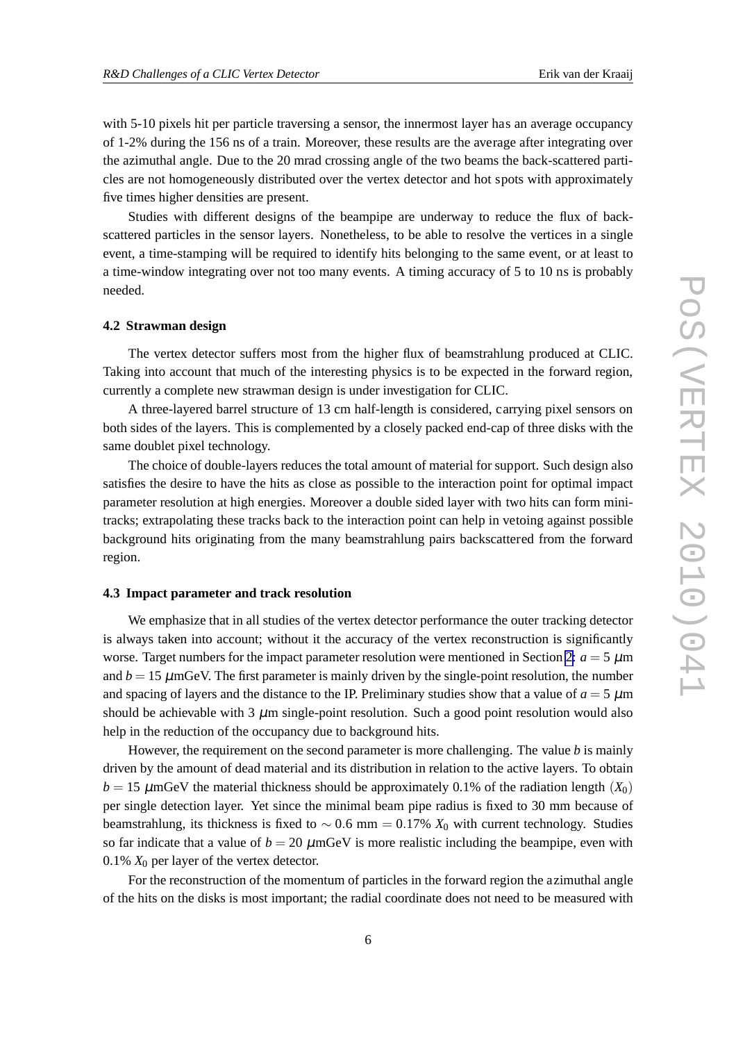with 5-10 pixels hit per particle traversing a sensor, the innermost layer has an average occupancy of 1-2% during the 156 ns of a train. Moreover, these results are the average after integrating over the azimuthal angle. Due to the 20 mrad crossing angle of the two beams the back-scattered particles are not homogeneously distributed over the vertex detector and hot spots with approximately five times higher densities are present.

Studies with different designs of the beampipe are underway to reduce the flux of back-scattered particles in the sensor layers. Nonetheless, to be able to resolve the vertices in a single event, a time-stamping will be required to identify hits belonging to the same event, or at least to a time-window integrating over not too many events. A timing accuracy of 5 to 10 ns is probably needed.

### 4.2 Strawman design

The vertex detector suffers most from the higher flux of beamstrahlung produced at CLIC. Taking into account that much of the interesting physics is to be expected in the forward region, currently a complete new strawman design is under investigation for CLIC.

A three-layered barrel structure of 13 cm half-length is considered, carrying pixel sensors on both sides of the layers. This is complemented by a closely packed end-cap of three disks with the same doublet pixel technology.

The choice of double-layers reduces the total amount of material for support. Such design also satisfies the desire to have the hits as close as possible to the interaction point for optimal impact parameter resolution at high energies. Moreover a double sided layer with two hits can form mini-tracks; extrapolating these tracks back to the interaction point can help in vetoing against possible background hits originating from the many beamstrahlung pairs backscattered from the forward region.

### 4.3 Impact parameter and track resolution

We emphasize that in all studies of the vertex detector performance the outer tracking detector is always taken into account; without it the accuracy of the vertex reconstruction is significantly worse. Target numbers for the impact parameter resolution were mentioned in Section 2: $a = 5$ $\mu$m and $b = 15$ $\mu$mGeV. The first parameter is mainly driven by the single-point resolution, the number and spacing of layers and the distance to the IP. Preliminary studies show that a value of $a = 5$ $\mu$m should be achievable with 3 $\mu$m single-point resolution. Such a good point resolution would also help in the reduction of the occupancy due to background hits.

However, the requirement on the second parameter is more challenging. The value $b$ is mainly driven by the amount of dead material and its distribution in relation to the active layers. To obtain $b = 15$ $\mu$mGeV the material thickness should be approximately 0.1% of the radiation length $(X_0)$ per single detection layer. Yet since the minimal beam pipe radius is fixed to 30 mm because of beamstrahlung, its thickness is fixed to $\sim 0.6$ mm $= 0.17\%$ $X_0$ with current technology. Studies so far indicate that a value of $b = 20$ $\mu$mGeV is more realistic including the beampipe, even with 0.1% $X_0$ per layer of the vertex detector.

For the reconstruction of the momentum of particles in the forward region the azimuthal angle of the hits on the disks is most important; the radial coordinate does not need to be measured with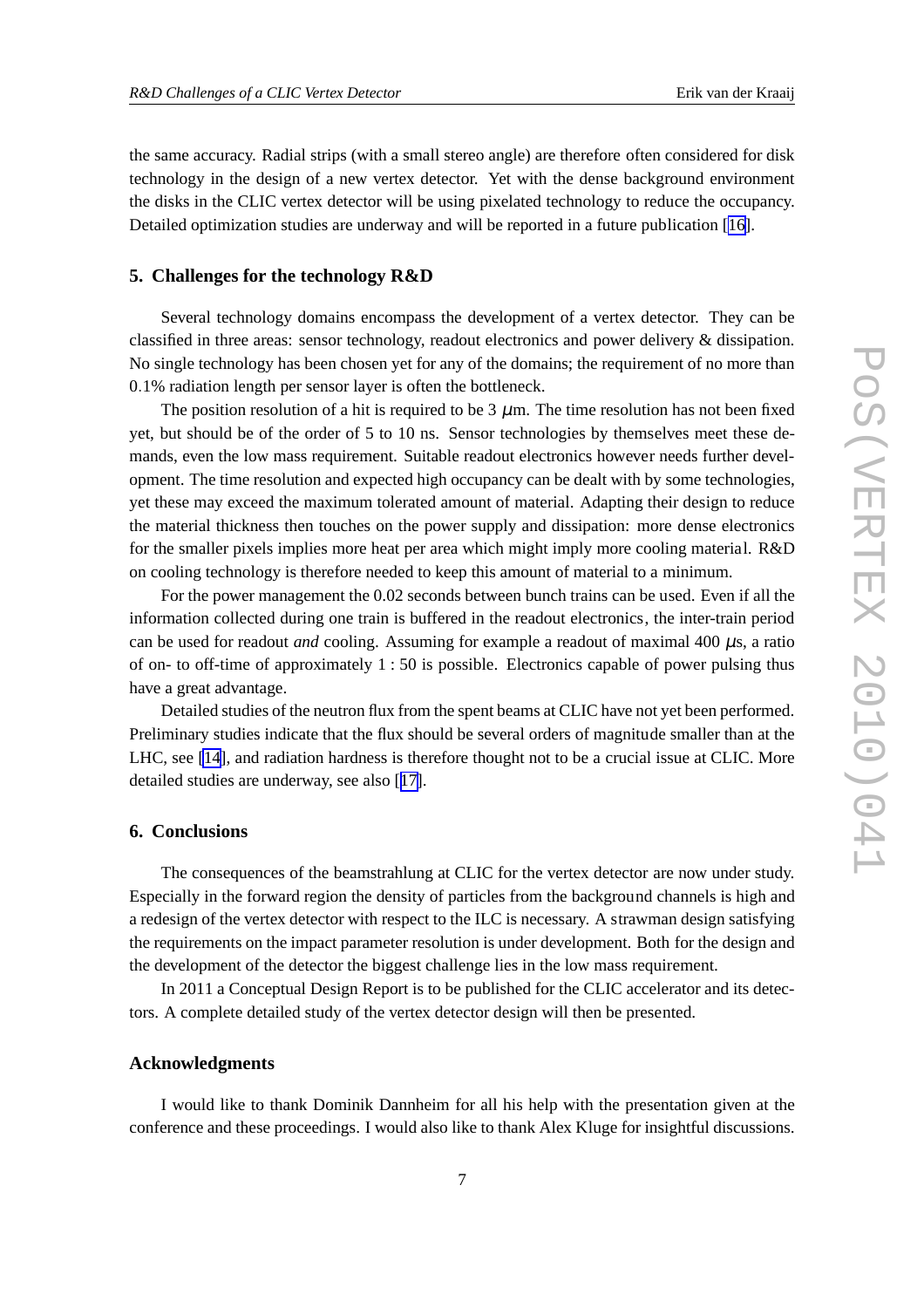the same accuracy. Radial strips (with a small stereo angle) are therefore often considered for disk technology in the design of a new vertex detector. Yet with the dense background environment the disks in the CLIC vertex detector will be using pixelated technology to reduce the occupancy. Detailed optimization studies are underway and will be reported in a future publication [16].

## 5. Challenges for the technology R&D

Several technology domains encompass the development of a vertex detector. They can be classified in three areas: sensor technology, readout electronics and power delivery & dissipation. No single technology has been chosen yet for any of the domains; the requirement of no more than 0.1% radiation length per sensor layer is often the bottleneck.

The position resolution of a hit is required to be 3 $\mu$m. The time resolution has not been fixed yet, but should be of the order of 5 to 10 ns. Sensor technologies by themselves meet these demands, even the low mass requirement. Suitable readout electronics however needs further development. The time resolution and expected high occupancy can be dealt with by some technologies, yet these may exceed the maximum tolerated amount of material. Adapting their design to reduce the material thickness then touches on the power supply and dissipation: more dense electronics for the smaller pixels implies more heat per area which might imply more cooling material. R&D on cooling technology is therefore needed to keep this amount of material to a minimum.

For the power management the 0.02 seconds between bunch trains can be used. Even if all the information collected during one train is buffered in the readout electronics, the inter-train period can be used for readout *and* cooling. Assuming for example a readout of maximal 400 $\mu$s, a ratio of on- to off-time of approximately 1 : 50 is possible. Electronics capable of power pulsing thus have a great advantage.

Detailed studies of the neutron flux from the spent beams at CLIC have not yet been performed. Preliminary studies indicate that the flux should be several orders of magnitude smaller than at the LHC, see [14], and radiation hardness is therefore thought not to be a crucial issue at CLIC. More detailed studies are underway, see also [17].

## 6. Conclusions

The consequences of the beamstrahlung at CLIC for the vertex detector are now under study. Especially in the forward region the density of particles from the background channels is high and a redesign of the vertex detector with respect to the ILC is necessary. A strawman design satisfying the requirements on the impact parameter resolution is under development. Both for the design and the development of the detector the biggest challenge lies in the low mass requirement.

In 2011 a Conceptual Design Report is to be published for the CLIC accelerator and its detectors. A complete detailed study of the vertex detector design will then be presented.

## Acknowledgments

I would like to thank Dominik Dannheim for all his help with the presentation given at the conference and these proceedings. I would also like to thank Alex Kluge for insightful discussions.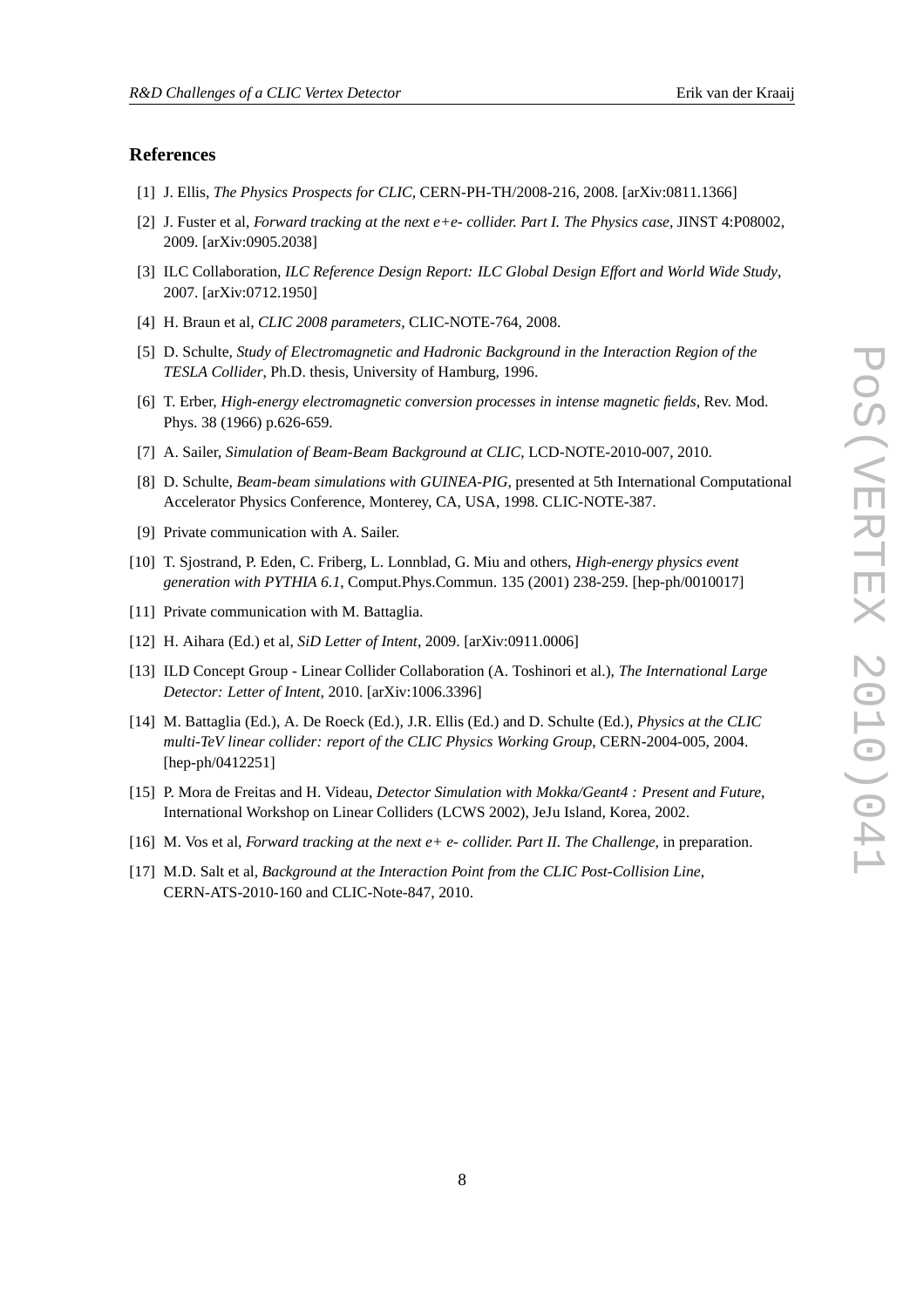## References

[1] J. Ellis, *The Physics Prospects for CLIC*, CERN-PH-TH/2008-216, 2008. [arXiv:0811.1366]

[2] J. Fuster et al, *Forward tracking at the next e+e- collider. Part I. The Physics case*, JINST 4:P08002, 2009. [arXiv:0905.2038]

[3] ILC Collaboration, *ILC Reference Design Report: ILC Global Design Effort and World Wide Study*, 2007. [arXiv:0712.1950]

[4] H. Braun et al, *CLIC 2008 parameters*, CLIC-NOTE-764, 2008.

[5] D. Schulte, *Study of Electromagnetic and Hadronic Background in the Interaction Region of the TESLA Collider*, Ph.D. thesis, University of Hamburg, 1996.

[6] T. Erber, *High-energy electromagnetic conversion processes in intense magnetic fields*, Rev. Mod. Phys. 38 (1966) p.626-659.

[7] A. Sailer, *Simulation of Beam-Beam Background at CLIC*, LCD-NOTE-2010-007, 2010.

[8] D. Schulte, *Beam-beam simulations with GUINEA-PIG*, presented at 5th International Computational Accelerator Physics Conference, Monterey, CA, USA, 1998. CLIC-NOTE-387.

[9] Private communication with A. Sailer.

[10] T. Sjostrand, P. Eden, C. Friberg, L. Lonnblad, G. Miu and others, *High-energy physics event generation with PYTHIA 6.1*, Comput.Phys.Commun. 135 (2001) 238-259. [hep-ph/0010017]

[11] Private communication with M. Battaglia.

[12] H. Aihara (Ed.) et al, *SiD Letter of Intent*, 2009. [arXiv:0911.0006]

[13] ILD Concept Group - Linear Collider Collaboration (A. Toshinori et al.), *The International Large Detector: Letter of Intent*, 2010. [arXiv:1006.3396]

[14] M. Battaglia (Ed.), A. De Roeck (Ed.), J.R. Ellis (Ed.) and D. Schulte (Ed.), *Physics at the CLIC multi-TeV linear collider: report of the CLIC Physics Working Group*, CERN-2004-005, 2004. [hep-ph/0412251]

[15] P. Mora de Freitas and H. Videau, *Detector Simulation with Mokka/Geant4 : Present and Future*, International Workshop on Linear Colliders (LCWS 2002), JeJu Island, Korea, 2002.

[16] M. Vos et al, *Forward tracking at the next e+ e- collider. Part II. The Challenge*, in preparation.

[17] M.D. Salt et al, *Background at the Interaction Point from the CLIC Post-Collision Line*, CERN-ATS-2010-160 and CLIC-Note-847, 2010.